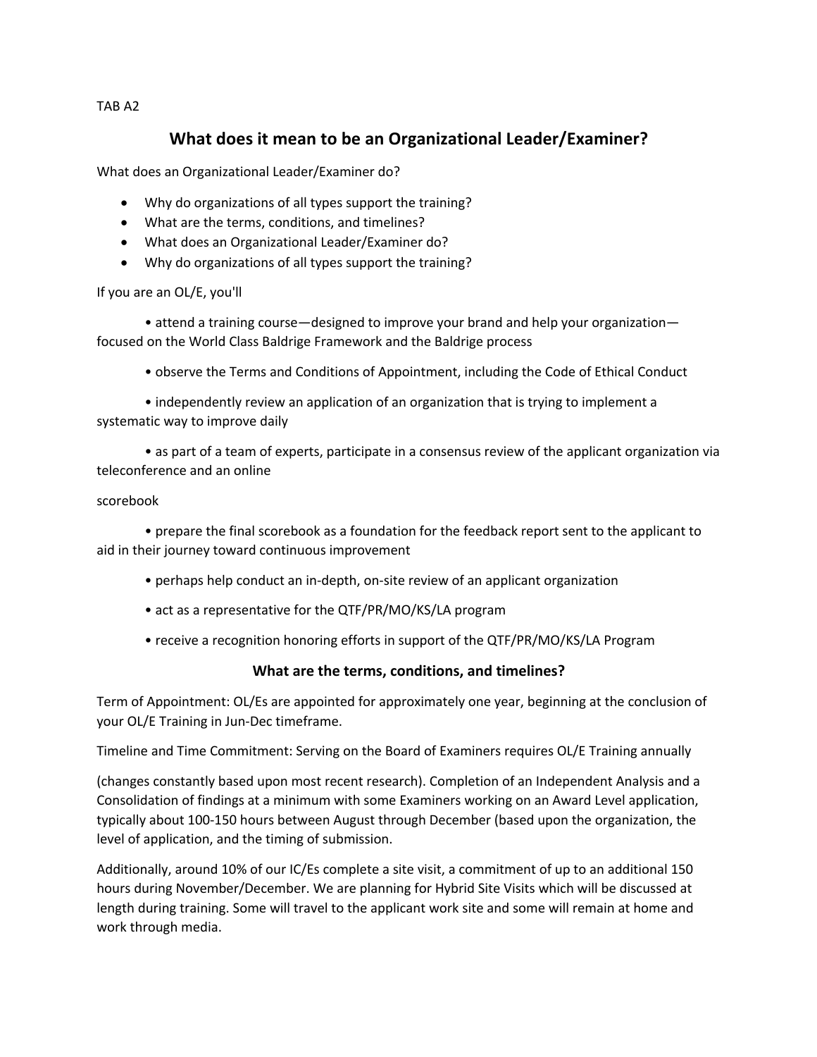TAB A2

# What does it mean to be an Organizational Leader/Examiner?

What does an Organizational Leader/Examiner do?

- Why do organizations of all types support the training?
- What are the terms, conditions, and timelines?
- What does an Organizational Leader/Examiner do?
- Why do organizations of all types support the training?

If you are an OL/E, you'll

• attend a training course—designed to improve your brand and help your organization—focused on the World Class Baldrige Framework and the Baldrige process

• observe the Terms and Conditions of Appointment, including the Code of Ethical Conduct

• independently review an application of an organization that is trying to implement a systematic way to improve daily

• as part of a team of experts, participate in a consensus review of the applicant organization via teleconference and an online

scorebook

• prepare the final scorebook as a foundation for the feedback report sent to the applicant to aid in their journey toward continuous improvement

• perhaps help conduct an in-depth, on-site review of an applicant organization

• act as a representative for the QTF/PR/MO/KS/LA program

• receive a recognition honoring efforts in support of the QTF/PR/MO/KS/LA Program

## What are the terms, conditions, and timelines?

Term of Appointment: OL/Es are appointed for approximately one year, beginning at the conclusion of your OL/E Training in Jun-Dec timeframe.

Timeline and Time Commitment: Serving on the Board of Examiners requires OL/E Training annually

(changes constantly based upon most recent research). Completion of an Independent Analysis and a Consolidation of findings at a minimum with some Examiners working on an Award Level application, typically about 100-150 hours between August through December (based upon the organization, the level of application, and the timing of submission.

Additionally, around 10% of our IC/Es complete a site visit, a commitment of up to an additional 150 hours during November/December. We are planning for Hybrid Site Visits which will be discussed at length during training. Some will travel to the applicant work site and some will remain at home and work through media.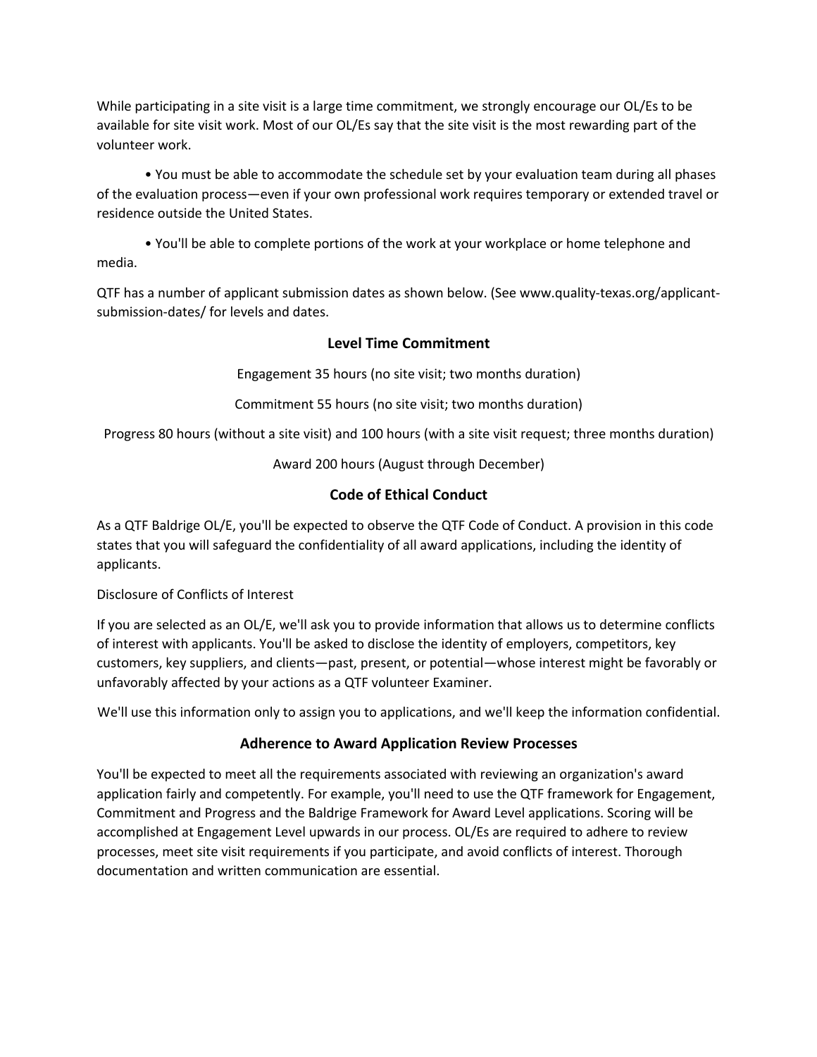While participating in a site visit is a large time commitment, we strongly encourage our OL/Es to be available for site visit work. Most of our OL/Es say that the site visit is the most rewarding part of the volunteer work.

- You must be able to accommodate the schedule set by your evaluation team during all phases of the evaluation process—even if your own professional work requires temporary or extended travel or residence outside the United States.

- You'll be able to complete portions of the work at your workplace or home telephone and media.

QTF has a number of applicant submission dates as shown below. (See www.quality-texas.org/applicant-submission-dates/ for levels and dates.

## Level Time Commitment

Engagement 35 hours (no site visit; two months duration)

Commitment 55 hours (no site visit; two months duration)

Progress 80 hours (without a site visit) and 100 hours (with a site visit request; three months duration)

Award 200 hours (August through December)

## Code of Ethical Conduct

As a QTF Baldrige OL/E, you'll be expected to observe the QTF Code of Conduct. A provision in this code states that you will safeguard the confidentiality of all award applications, including the identity of applicants.

Disclosure of Conflicts of Interest

If you are selected as an OL/E, we'll ask you to provide information that allows us to determine conflicts of interest with applicants. You'll be asked to disclose the identity of employers, competitors, key customers, key suppliers, and clients—past, present, or potential—whose interest might be favorably or unfavorably affected by your actions as a QTF volunteer Examiner.

We'll use this information only to assign you to applications, and we'll keep the information confidential.

## Adherence to Award Application Review Processes

You'll be expected to meet all the requirements associated with reviewing an organization's award application fairly and competently. For example, you'll need to use the QTF framework for Engagement, Commitment and Progress and the Baldrige Framework for Award Level applications. Scoring will be accomplished at Engagement Level upwards in our process. OL/Es are required to adhere to review processes, meet site visit requirements if you participate, and avoid conflicts of interest. Thorough documentation and written communication are essential.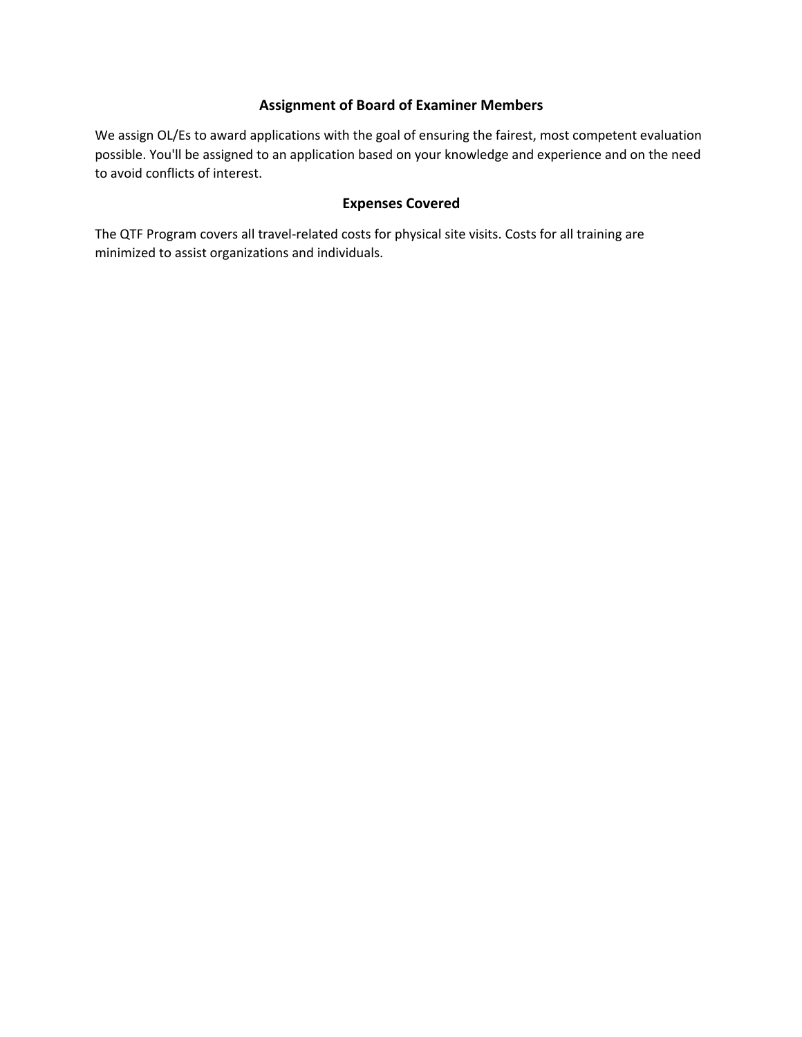### Assignment of Board of Examiner Members

We assign OL/Es to award applications with the goal of ensuring the fairest, most competent evaluation possible. You'll be assigned to an application based on your knowledge and experience and on the need to avoid conflicts of interest.

### Expenses Covered

The QTF Program covers all travel-related costs for physical site visits. Costs for all training are minimized to assist organizations and individuals.